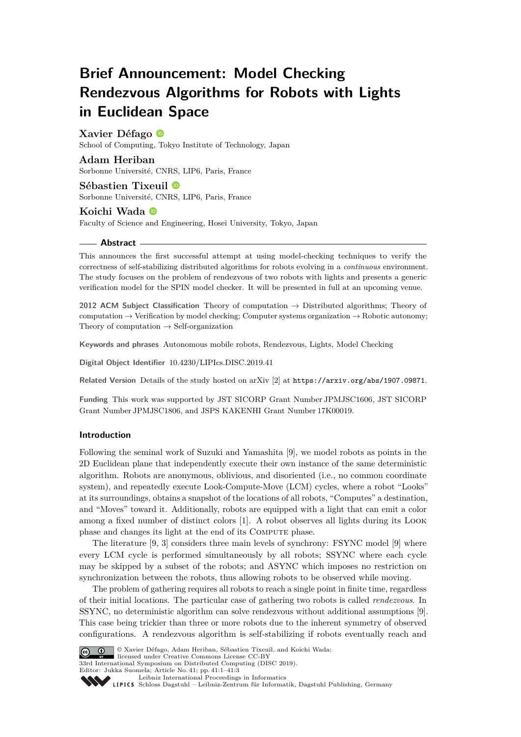# Brief Announcement: Model Checking Rendezvous Algorithms for Robots with Lights in Euclidean Space

**Xavier Défago**
School of Computing, Tokyo Institute of Technology, Japan

**Adam Heriban**
Sorbonne Université, CNRS, LIP6, Paris, France

**Sébastien Tixeuil**
Sorbonne Université, CNRS, LIP6, Paris, France

**Koichi Wada**
Faculty of Science and Engineering, Hosei University, Tokyo, Japan

## Abstract

This announces the first successful attempt at using model-checking techniques to verify the correctness of self-stabilizing distributed algorithms for robots evolving in a *continuous* environment. The study focuses on the problem of rendezvous of two robots with lights and presents a generic verification model for the SPIN model checker. It will be presented in full at an upcoming venue.

**2012 ACM Subject Classification** Theory of computation → Distributed algorithms; Theory of computation → Verification by model checking; Computer systems organization → Robotic autonomy; Theory of computation → Self-organization

**Keywords and phrases** Autonomous mobile robots, Rendezvous, Lights, Model Checking

**Digital Object Identifier** 10.4230/LIPIcs.DISC.2019.41

**Related Version** Details of the study hosted on arXiv [2] at `https://arxiv.org/abs/1907.09871`.

**Funding** This work was supported by JST SICORP Grant Number JPMJSC1606, JST SICORP Grant Number JPMJSC1806, and JSPS KAKENHI Grant Number 17K00019.

## Introduction

Following the seminal work of Suzuki and Yamashita [9], we model robots as points in the 2D Euclidean plane that independently execute their own instance of the same deterministic algorithm. Robots are anonymous, oblivious, and disoriented (i.e., no common coordinate system), and repeatedly execute Look-Compute-Move (LCM) cycles, where a robot "Looks" at its surroundings, obtains a snapshot of the locations of all robots, "Computes" a destination, and "Moves" toward it. Additionally, robots are equipped with a light that can emit a color among a fixed number of distinct colors [1]. A robot observes all lights during its Look phase and changes its light at the end of its Compute phase.

The literature [9, 3] considers three main levels of synchrony: FSYNC model [9] where every LCM cycle is performed simultaneously by all robots; SSYNC where each cycle may be skipped by a subset of the robots; and ASYNC which imposes no restriction on synchronization between the robots, thus allowing robots to be observed while moving.

The problem of gathering requires all robots to reach a single point in finite time, regardless of their initial locations. The particular case of gathering two robots is called *rendezvous*. In SSYNC, no deterministic algorithm can solve rendezvous without additional assumptions [9]. This case being trickier than three or more robots due to the inherent symmetry of observed configurations. A rendezvous algorithm is self-stabilizing if robots eventually reach and

© Xavier Défago, Adam Heriban, Sébastien Tixeuil, and Koichi Wada; licensed under Creative Commons License CC-BY
33rd International Symposium on Distributed Computing (DISC 2019).
Editor: Jukka Suomela; Article No. 41; pp. 41:1–41:3
Leibniz International Proceedings in Informatics
Schloss Dagstuhl – Leibniz-Zentrum für Informatik, Dagstuhl Publishing, Germany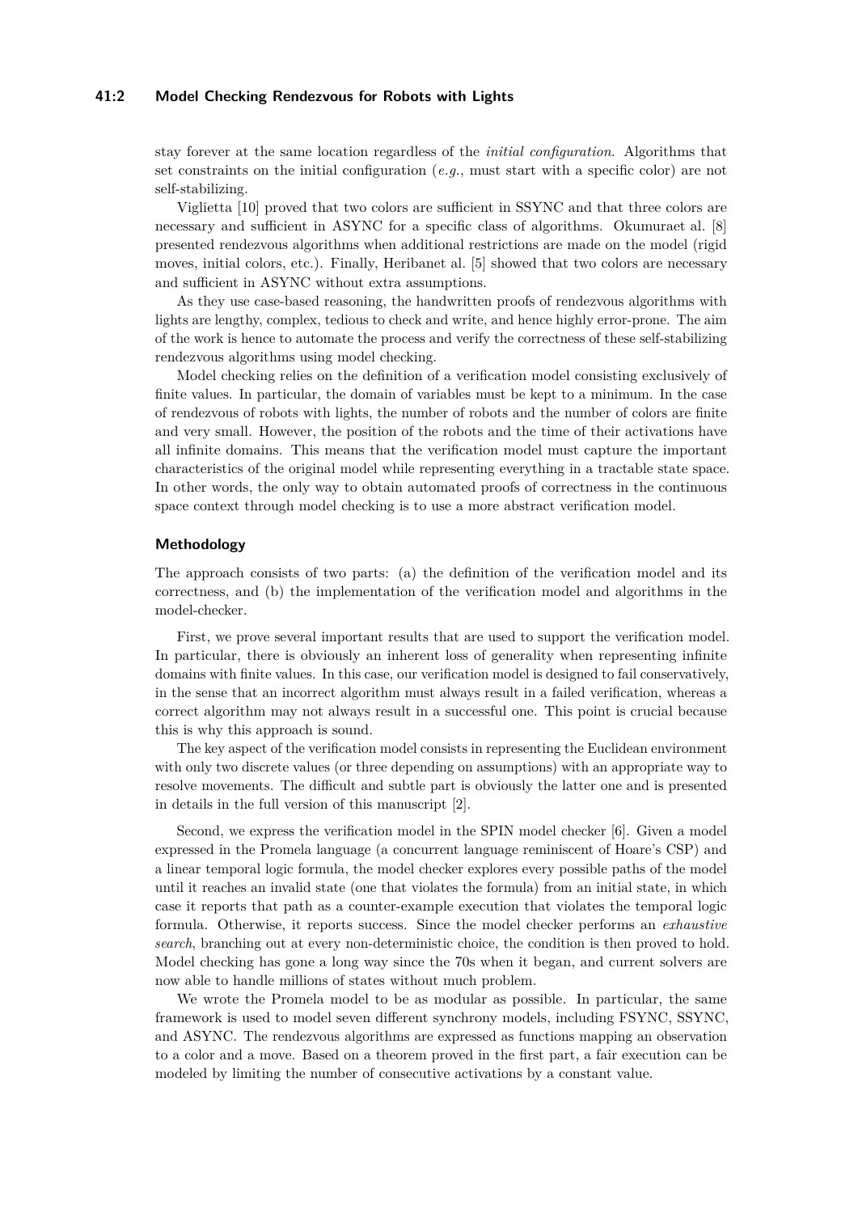stay forever at the same location regardless of the *initial configuration*. Algorithms that set constraints on the initial configuration (*e.g.*, must start with a specific color) are not self-stabilizing.

Viglietta [10] proved that two colors are sufficient in SSYNC and that three colors are necessary and sufficient in ASYNC for a specific class of algorithms. Okumuraet al. [8] presented rendezvous algorithms when additional restrictions are made on the model (rigid moves, initial colors, etc.). Finally, Heribanet al. [5] showed that two colors are necessary and sufficient in ASYNC without extra assumptions.

As they use case-based reasoning, the handwritten proofs of rendezvous algorithms with lights are lengthy, complex, tedious to check and write, and hence highly error-prone. The aim of the work is hence to automate the process and verify the correctness of these self-stabilizing rendezvous algorithms using model checking.

Model checking relies on the definition of a verification model consisting exclusively of finite values. In particular, the domain of variables must be kept to a minimum. In the case of rendezvous of robots with lights, the number of robots and the number of colors are finite and very small. However, the position of the robots and the time of their activations have all infinite domains. This means that the verification model must capture the important characteristics of the original model while representing everything in a tractable state space. In other words, the only way to obtain automated proofs of correctness in the continuous space context through model checking is to use a more abstract verification model.

### Methodology

The approach consists of two parts: (a) the definition of the verification model and its correctness, and (b) the implementation of the verification model and algorithms in the model-checker.

First, we prove several important results that are used to support the verification model. In particular, there is obviously an inherent loss of generality when representing infinite domains with finite values. In this case, our verification model is designed to fail conservatively, in the sense that an incorrect algorithm must always result in a failed verification, whereas a correct algorithm may not always result in a successful one. This point is crucial because this is why this approach is sound.

The key aspect of the verification model consists in representing the Euclidean environment with only two discrete values (or three depending on assumptions) with an appropriate way to resolve movements. The difficult and subtle part is obviously the latter one and is presented in details in the full version of this manuscript [2].

Second, we express the verification model in the SPIN model checker [6]. Given a model expressed in the Promela language (a concurrent language reminiscent of Hoare's CSP) and a linear temporal logic formula, the model checker explores every possible paths of the model until it reaches an invalid state (one that violates the formula) from an initial state, in which case it reports that path as a counter-example execution that violates the temporal logic formula. Otherwise, it reports success. Since the model checker performs an *exhaustive search*, branching out at every non-deterministic choice, the condition is then proved to hold. Model checking has gone a long way since the 70s when it began, and current solvers are now able to handle millions of states without much problem.

We wrote the Promela model to be as modular as possible. In particular, the same framework is used to model seven different synchrony models, including FSYNC, SSYNC, and ASYNC. The rendezvous algorithms are expressed as functions mapping an observation to a color and a move. Based on a theorem proved in the first part, a fair execution can be modeled by limiting the number of consecutive activations by a constant value.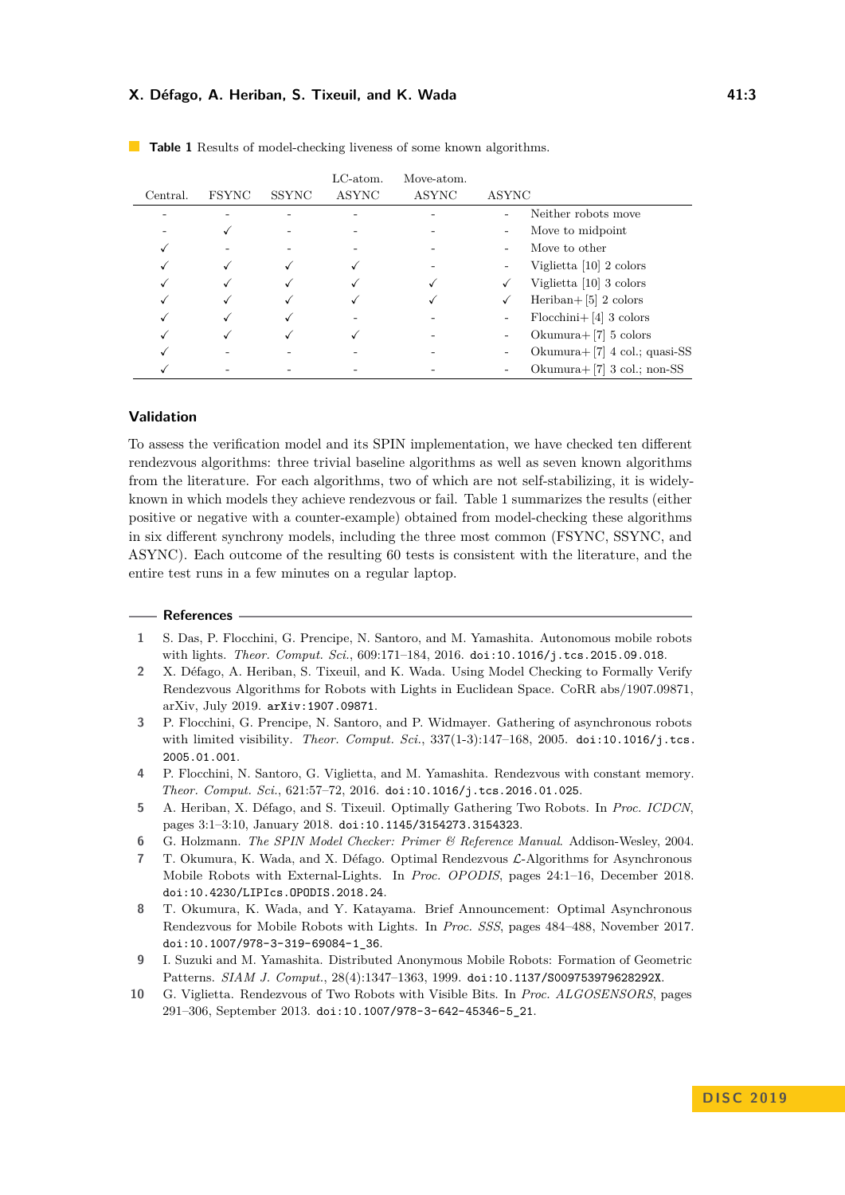**Table 1** Results of model-checking liveness of some known algorithms.

| Central. | FSYNC | SSYNC | LC-atom. ASYNC | Move-atom. ASYNC | ASYNC | |
|---|---|---|---|---|---|---|
| - | - | - | - | - | - | Neither robots move |
| - | ✓ | - | - | - | - | Move to midpoint |
| ✓ | - | - | - | - | - | Move to other |
| ✓ | ✓ | ✓ | ✓ | - | - | Viglietta [10] 2 colors |
| ✓ | ✓ | ✓ | ✓ | ✓ | ✓ | Viglietta [10] 3 colors |
| ✓ | ✓ | ✓ | ✓ | ✓ | ✓ | Heriban+ [5] 2 colors |
| ✓ | ✓ | ✓ | - | - | - | Flocchini+ [4] 3 colors |
| ✓ | ✓ | ✓ | ✓ | - | - | Okumura+ [7] 5 colors |
| ✓ | - | - | - | - | - | Okumura+ [7] 4 col.; quasi-SS |
| ✓ | - | - | - | - | - | Okumura+ [7] 3 col.; non-SS |

## Validation

To assess the verification model and its SPIN implementation, we have checked ten different rendezvous algorithms: three trivial baseline algorithms as well as seven known algorithms from the literature. For each algorithms, two of which are not self-stabilizing, it is widely-known in which models they achieve rendezvous or fail. Table 1 summarizes the results (either positive or negative with a counter-example) obtained from model-checking these algorithms in six different synchrony models, including the three most common (FSYNC, SSYNC, and ASYNC). Each outcome of the resulting 60 tests is consistent with the literature, and the entire test runs in a few minutes on a regular laptop.

## References

1. S. Das, P. Flocchini, G. Prencipe, N. Santoro, and M. Yamashita. Autonomous mobile robots with lights. *Theor. Comput. Sci.*, 609:171–184, 2016. doi:10.1016/j.tcs.2015.09.018.
2. X. Défago, A. Heriban, S. Tixeuil, and K. Wada. Using Model Checking to Formally Verify Rendezvous Algorithms for Robots with Lights in Euclidean Space. CoRR abs/1907.09871, arXiv, July 2019. arXiv:1907.09871.
3. P. Flocchini, G. Prencipe, N. Santoro, and P. Widmayer. Gathering of asynchronous robots with limited visibility. *Theor. Comput. Sci.*, 337(1-3):147–168, 2005. doi:10.1016/j.tcs.2005.01.001.
4. P. Flocchini, N. Santoro, G. Viglietta, and M. Yamashita. Rendezvous with constant memory. *Theor. Comput. Sci.*, 621:57–72, 2016. doi:10.1016/j.tcs.2016.01.025.
5. A. Heriban, X. Défago, and S. Tixeuil. Optimally Gathering Two Robots. In *Proc. ICDCN*, pages 3:1–3:10, January 2018. doi:10.1145/3154273.3154323.
6. G. Holzmann. *The SPIN Model Checker: Primer & Reference Manual*. Addison-Wesley, 2004.
7. T. Okumura, K. Wada, and X. Défago. Optimal Rendezvous $\mathcal{L}$-Algorithms for Asynchronous Mobile Robots with External-Lights. In *Proc. OPODIS*, pages 24:1–16, December 2018. doi:10.4230/LIPIcs.OPODIS.2018.24.
8. T. Okumura, K. Wada, and Y. Katayama. Brief Announcement: Optimal Asynchronous Rendezvous for Mobile Robots with Lights. In *Proc. SSS*, pages 484–488, November 2017. doi:10.1007/978-3-319-69084-1_36.
9. I. Suzuki and M. Yamashita. Distributed Anonymous Mobile Robots: Formation of Geometric Patterns. *SIAM J. Comput.*, 28(4):1347–1363, 1999. doi:10.1137/S009753979628292X.
10. G. Viglietta. Rendezvous of Two Robots with Visible Bits. In *Proc. ALGOSENSORS*, pages 291–306, September 2013. doi:10.1007/978-3-642-45346-5_21.